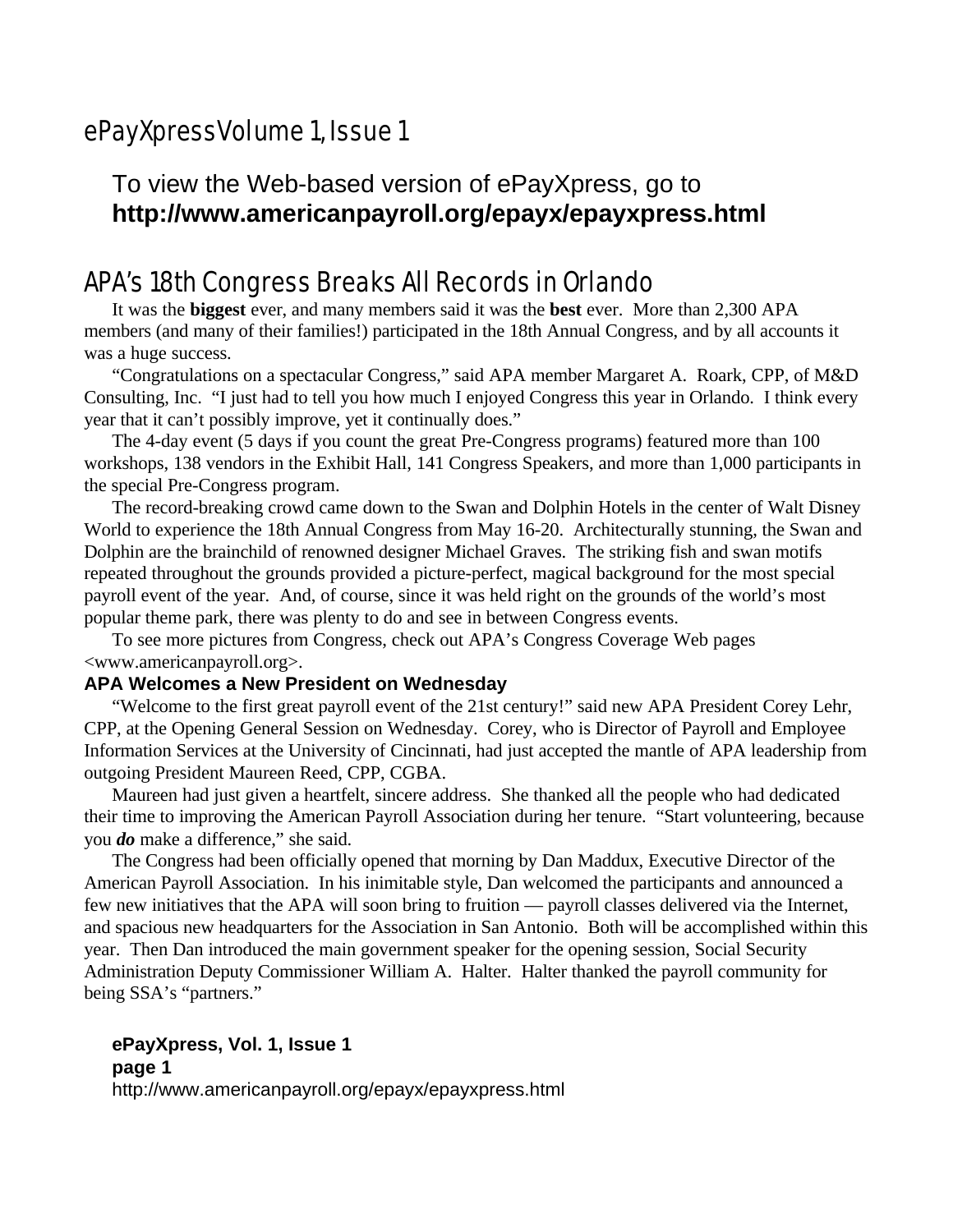# ePayXpress Volume 1, Issue 1

To view the Web-based version of ePayXpress, go to **http://www.americanpayroll.org/epayx/epayxpress.html**

## APA's 18th Congress Breaks All Records in Orlando

It was the **biggest** ever, and many members said it was the **best** ever. More than 2,300 APA members (and many of their families!) participated in the 18th Annual Congress, and by all accounts it was a huge success.

"Congratulations on a spectacular Congress," said APA member Margaret A. Roark, CPP, of M&D Consulting, Inc. "I just had to tell you how much I enjoyed Congress this year in Orlando. I think every year that it can't possibly improve, yet it continually does."

The 4-day event (5 days if you count the great Pre-Congress programs) featured more than 100 workshops, 138 vendors in the Exhibit Hall, 141 Congress Speakers, and more than 1,000 participants in the special Pre-Congress program.

The record-breaking crowd came down to the Swan and Dolphin Hotels in the center of Walt Disney World to experience the 18th Annual Congress from May 16-20. Architecturally stunning, the Swan and Dolphin are the brainchild of renowned designer Michael Graves. The striking fish and swan motifs repeated throughout the grounds provided a picture-perfect, magical background for the most special payroll event of the year. And, of course, since it was held right on the grounds of the world's most popular theme park, there was plenty to do and see in between Congress events.

To see more pictures from Congress, check out APA's Congress Coverage Web pages <www.americanpayroll.org>.

### APA Welcomes a New President on Wednesday

"Welcome to the first great payroll event of the 21st century!" said new APA President Corey Lehr, CPP, at the Opening General Session on Wednesday. Corey, who is Director of Payroll and Employee Information Services at the University of Cincinnati, had just accepted the mantle of APA leadership from outgoing President Maureen Reed, CPP, CGBA.

Maureen had just given a heartfelt, sincere address. She thanked all the people who had dedicated their time to improving the American Payroll Association during her tenure. "Start volunteering, because you ***do*** make a difference," she said.

The Congress had been officially opened that morning by Dan Maddux, Executive Director of the American Payroll Association. In his inimitable style, Dan welcomed the participants and announced a few new initiatives that the APA will soon bring to fruition — payroll classes delivered via the Internet, and spacious new headquarters for the Association in San Antonio. Both will be accomplished within this year. Then Dan introduced the main government speaker for the opening session, Social Security Administration Deputy Commissioner William A. Halter. Halter thanked the payroll community for being SSA's "partners."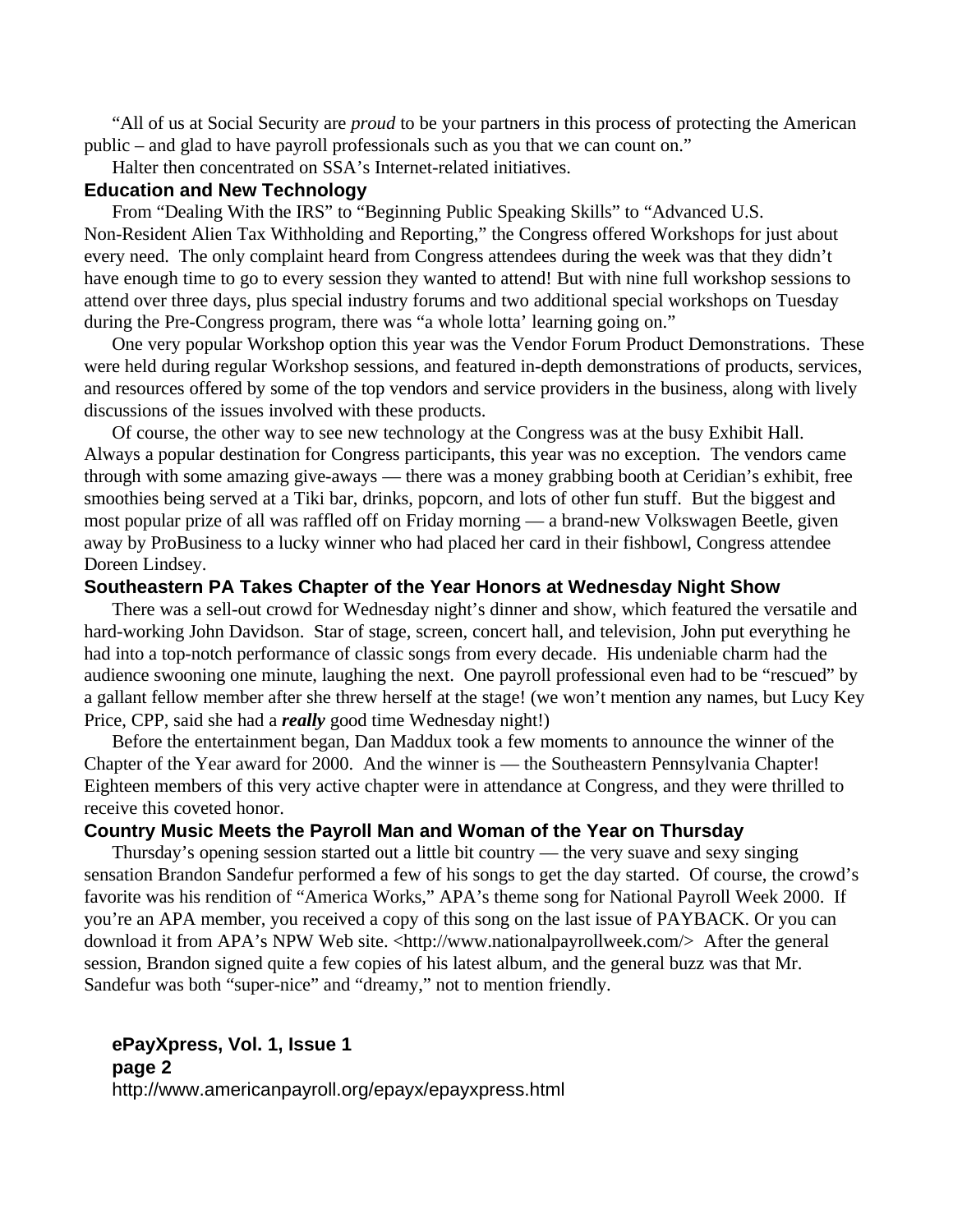"All of us at Social Security are *proud* to be your partners in this process of protecting the American public – and glad to have payroll professionals such as you that we can count on."

Halter then concentrated on SSA's Internet-related initiatives.

### Education and New Technology

From "Dealing With the IRS" to "Beginning Public Speaking Skills" to "Advanced U.S. Non-Resident Alien Tax Withholding and Reporting," the Congress offered Workshops for just about every need. The only complaint heard from Congress attendees during the week was that they didn't have enough time to go to every session they wanted to attend! But with nine full workshop sessions to attend over three days, plus special industry forums and two additional special workshops on Tuesday during the Pre-Congress program, there was "a whole lotta' learning going on."

One very popular Workshop option this year was the Vendor Forum Product Demonstrations. These were held during regular Workshop sessions, and featured in-depth demonstrations of products, services, and resources offered by some of the top vendors and service providers in the business, along with lively discussions of the issues involved with these products.

Of course, the other way to see new technology at the Congress was at the busy Exhibit Hall. Always a popular destination for Congress participants, this year was no exception. The vendors came through with some amazing give-aways — there was a money grabbing booth at Ceridian's exhibit, free smoothies being served at a Tiki bar, drinks, popcorn, and lots of other fun stuff. But the biggest and most popular prize of all was raffled off on Friday morning — a brand-new Volkswagen Beetle, given away by ProBusiness to a lucky winner who had placed her card in their fishbowl, Congress attendee Doreen Lindsey.

### Southeastern PA Takes Chapter of the Year Honors at Wednesday Night Show

There was a sell-out crowd for Wednesday night's dinner and show, which featured the versatile and hard-working John Davidson. Star of stage, screen, concert hall, and television, John put everything he had into a top-notch performance of classic songs from every decade. His undeniable charm had the audience swooning one minute, laughing the next. One payroll professional even had to be "rescued" by a gallant fellow member after she threw herself at the stage! (we won't mention any names, but Lucy Key Price, CPP, said she had a ***really*** good time Wednesday night!)

Before the entertainment began, Dan Maddux took a few moments to announce the winner of the Chapter of the Year award for 2000. And the winner is — the Southeastern Pennsylvania Chapter! Eighteen members of this very active chapter were in attendance at Congress, and they were thrilled to receive this coveted honor.

### Country Music Meets the Payroll Man and Woman of the Year on Thursday

Thursday's opening session started out a little bit country — the very suave and sexy singing sensation Brandon Sandefur performed a few of his songs to get the day started. Of course, the crowd's favorite was his rendition of "America Works," APA's theme song for National Payroll Week 2000. If you're an APA member, you received a copy of this song on the last issue of PAYBACK. Or you can download it from APA's NPW Web site. <http://www.nationalpayrollweek.com/> After the general session, Brandon signed quite a few copies of his latest album, and the general buzz was that Mr. Sandefur was both "super-nice" and "dreamy," not to mention friendly.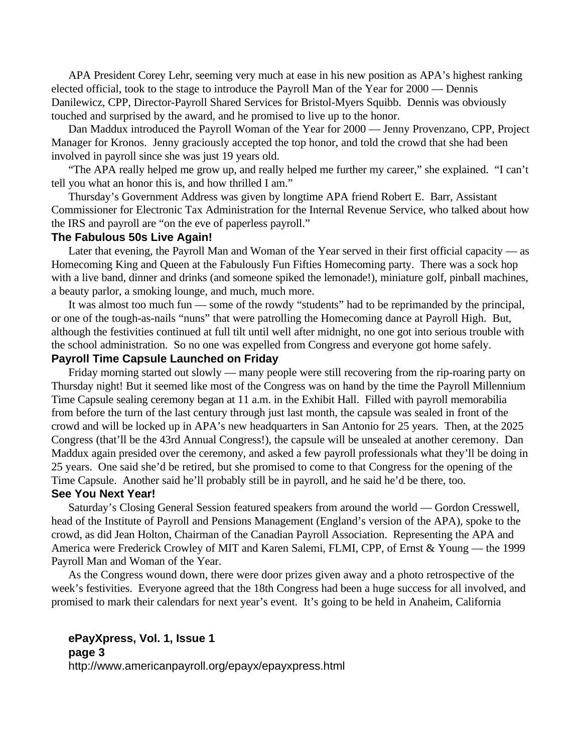APA President Corey Lehr, seeming very much at ease in his new position as APA's highest ranking elected official, took to the stage to introduce the Payroll Man of the Year for 2000 — Dennis Danilewicz, CPP, Director-Payroll Shared Services for Bristol-Myers Squibb. Dennis was obviously touched and surprised by the award, and he promised to live up to the honor.

Dan Maddux introduced the Payroll Woman of the Year for 2000 — Jenny Provenzano, CPP, Project Manager for Kronos. Jenny graciously accepted the top honor, and told the crowd that she had been involved in payroll since she was just 19 years old.

"The APA really helped me grow up, and really helped me further my career," she explained. "I can't tell you what an honor this is, and how thrilled I am."

Thursday's Government Address was given by longtime APA friend Robert E. Barr, Assistant Commissioner for Electronic Tax Administration for the Internal Revenue Service, who talked about how the IRS and payroll are "on the eve of paperless payroll."

### The Fabulous 50s Live Again!

Later that evening, the Payroll Man and Woman of the Year served in their first official capacity — as Homecoming King and Queen at the Fabulously Fun Fifties Homecoming party. There was a sock hop with a live band, dinner and drinks (and someone spiked the lemonade!), miniature golf, pinball machines, a beauty parlor, a smoking lounge, and much, much more.

It was almost too much fun — some of the rowdy "students" had to be reprimanded by the principal, or one of the tough-as-nails "nuns" that were patrolling the Homecoming dance at Payroll High. But, although the festivities continued at full tilt until well after midnight, no one got into serious trouble with the school administration. So no one was expelled from Congress and everyone got home safely.

### Payroll Time Capsule Launched on Friday

Friday morning started out slowly — many people were still recovering from the rip-roaring party on Thursday night! But it seemed like most of the Congress was on hand by the time the Payroll Millennium Time Capsule sealing ceremony began at 11 a.m. in the Exhibit Hall. Filled with payroll memorabilia from before the turn of the last century through just last month, the capsule was sealed in front of the crowd and will be locked up in APA's new headquarters in San Antonio for 25 years. Then, at the 2025 Congress (that'll be the 43rd Annual Congress!), the capsule will be unsealed at another ceremony. Dan Maddux again presided over the ceremony, and asked a few payroll professionals what they'll be doing in 25 years. One said she'd be retired, but she promised to come to that Congress for the opening of the Time Capsule. Another said he'll probably still be in payroll, and he said he'd be there, too.

### See You Next Year!

Saturday's Closing General Session featured speakers from around the world — Gordon Cresswell, head of the Institute of Payroll and Pensions Management (England's version of the APA), spoke to the crowd, as did Jean Holton, Chairman of the Canadian Payroll Association. Representing the APA and America were Frederick Crowley of MIT and Karen Salemi, FLMI, CPP, of Ernst & Young — the 1999 Payroll Man and Woman of the Year.

As the Congress wound down, there were door prizes given away and a photo retrospective of the week's festivities. Everyone agreed that the 18th Congress had been a huge success for all involved, and promised to mark their calendars for next year's event. It's going to be held in Anaheim, California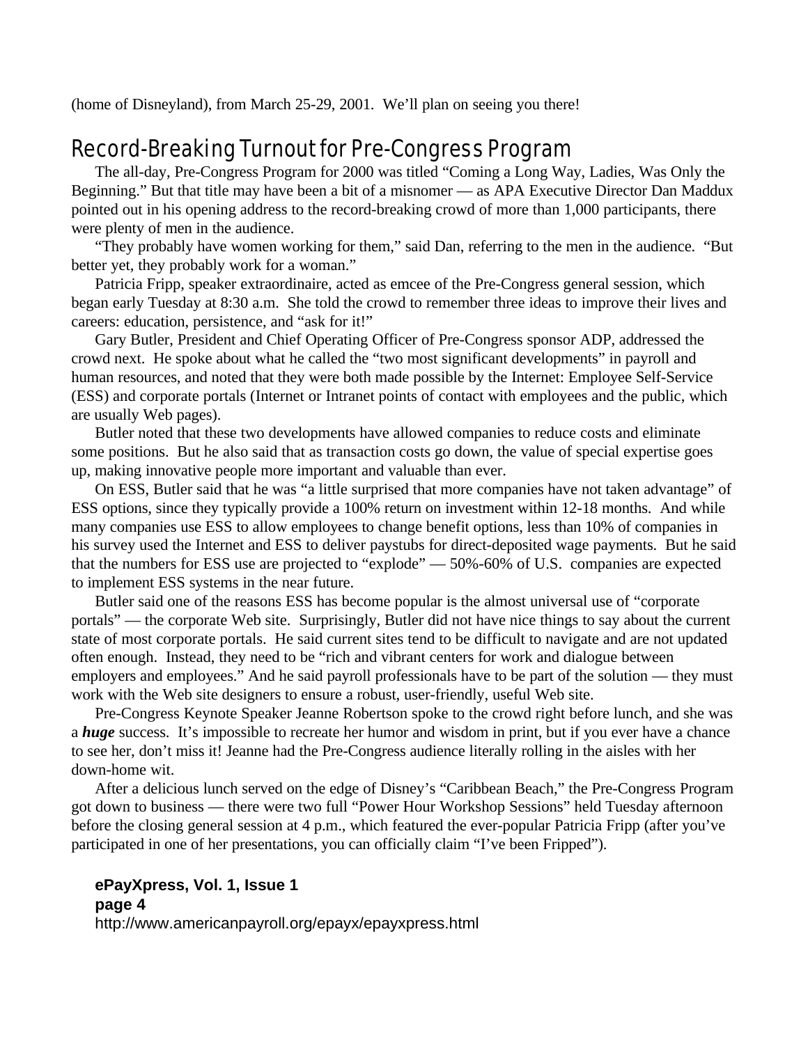(home of Disneyland), from March 25-29, 2001. We'll plan on seeing you there!

## Record-Breaking Turnout for Pre-Congress Program

The all-day, Pre-Congress Program for 2000 was titled "Coming a Long Way, Ladies, Was Only the Beginning." But that title may have been a bit of a misnomer — as APA Executive Director Dan Maddux pointed out in his opening address to the record-breaking crowd of more than 1,000 participants, there were plenty of men in the audience.

"They probably have women working for them," said Dan, referring to the men in the audience. "But better yet, they probably work for a woman."

Patricia Fripp, speaker extraordinaire, acted as emcee of the Pre-Congress general session, which began early Tuesday at 8:30 a.m. She told the crowd to remember three ideas to improve their lives and careers: education, persistence, and "ask for it!"

Gary Butler, President and Chief Operating Officer of Pre-Congress sponsor ADP, addressed the crowd next. He spoke about what he called the "two most significant developments" in payroll and human resources, and noted that they were both made possible by the Internet: Employee Self-Service (ESS) and corporate portals (Internet or Intranet points of contact with employees and the public, which are usually Web pages).

Butler noted that these two developments have allowed companies to reduce costs and eliminate some positions. But he also said that as transaction costs go down, the value of special expertise goes up, making innovative people more important and valuable than ever.

On ESS, Butler said that he was "a little surprised that more companies have not taken advantage" of ESS options, since they typically provide a 100% return on investment within 12-18 months. And while many companies use ESS to allow employees to change benefit options, less than 10% of companies in his survey used the Internet and ESS to deliver paystubs for direct-deposited wage payments. But he said that the numbers for ESS use are projected to "explode" — 50%-60% of U.S. companies are expected to implement ESS systems in the near future.

Butler said one of the reasons ESS has become popular is the almost universal use of "corporate portals" — the corporate Web site. Surprisingly, Butler did not have nice things to say about the current state of most corporate portals. He said current sites tend to be difficult to navigate and are not updated often enough. Instead, they need to be "rich and vibrant centers for work and dialogue between employers and employees." And he said payroll professionals have to be part of the solution — they must work with the Web site designers to ensure a robust, user-friendly, useful Web site.

Pre-Congress Keynote Speaker Jeanne Robertson spoke to the crowd right before lunch, and she was a ***huge*** success. It's impossible to recreate her humor and wisdom in print, but if you ever have a chance to see her, don't miss it! Jeanne had the Pre-Congress audience literally rolling in the aisles with her down-home wit.

After a delicious lunch served on the edge of Disney's "Caribbean Beach," the Pre-Congress Program got down to business — there were two full "Power Hour Workshop Sessions" held Tuesday afternoon before the closing general session at 4 p.m., which featured the ever-popular Patricia Fripp (after you've participated in one of her presentations, you can officially claim "I've been Fripped").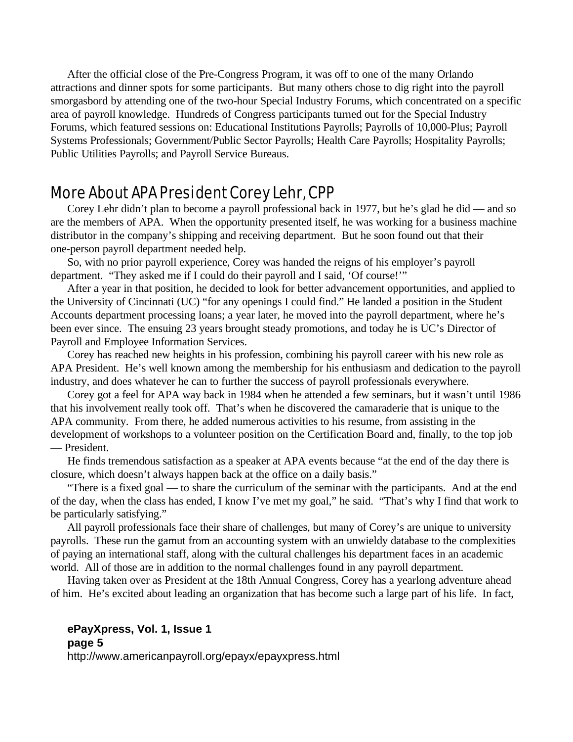After the official close of the Pre-Congress Program, it was off to one of the many Orlando attractions and dinner spots for some participants. But many others chose to dig right into the payroll smorgasbord by attending one of the two-hour Special Industry Forums, which concentrated on a specific area of payroll knowledge. Hundreds of Congress participants turned out for the Special Industry Forums, which featured sessions on: Educational Institutions Payrolls; Payrolls of 10,000-Plus; Payroll Systems Professionals; Government/Public Sector Payrolls; Health Care Payrolls; Hospitality Payrolls; Public Utilities Payrolls; and Payroll Service Bureaus.

## More About APA President Corey Lehr, CPP

Corey Lehr didn't plan to become a payroll professional back in 1977, but he's glad he did — and so are the members of APA. When the opportunity presented itself, he was working for a business machine distributor in the company's shipping and receiving department. But he soon found out that their one-person payroll department needed help.

So, with no prior payroll experience, Corey was handed the reigns of his employer's payroll department. "They asked me if I could do their payroll and I said, 'Of course!'"

After a year in that position, he decided to look for better advancement opportunities, and applied to the University of Cincinnati (UC) "for any openings I could find." He landed a position in the Student Accounts department processing loans; a year later, he moved into the payroll department, where he's been ever since. The ensuing 23 years brought steady promotions, and today he is UC's Director of Payroll and Employee Information Services.

Corey has reached new heights in his profession, combining his payroll career with his new role as APA President. He's well known among the membership for his enthusiasm and dedication to the payroll industry, and does whatever he can to further the success of payroll professionals everywhere.

Corey got a feel for APA way back in 1984 when he attended a few seminars, but it wasn't until 1986 that his involvement really took off. That's when he discovered the camaraderie that is unique to the APA community. From there, he added numerous activities to his resume, from assisting in the development of workshops to a volunteer position on the Certification Board and, finally, to the top job — President.

He finds tremendous satisfaction as a speaker at APA events because "at the end of the day there is closure, which doesn't always happen back at the office on a daily basis."

"There is a fixed goal — to share the curriculum of the seminar with the participants. And at the end of the day, when the class has ended, I know I've met my goal," he said. "That's why I find that work to be particularly satisfying."

All payroll professionals face their share of challenges, but many of Corey's are unique to university payrolls. These run the gamut from an accounting system with an unwieldy database to the complexities of paying an international staff, along with the cultural challenges his department faces in an academic world. All of those are in addition to the normal challenges found in any payroll department.

Having taken over as President at the 18th Annual Congress, Corey has a yearlong adventure ahead of him. He's excited about leading an organization that has become such a large part of his life. In fact,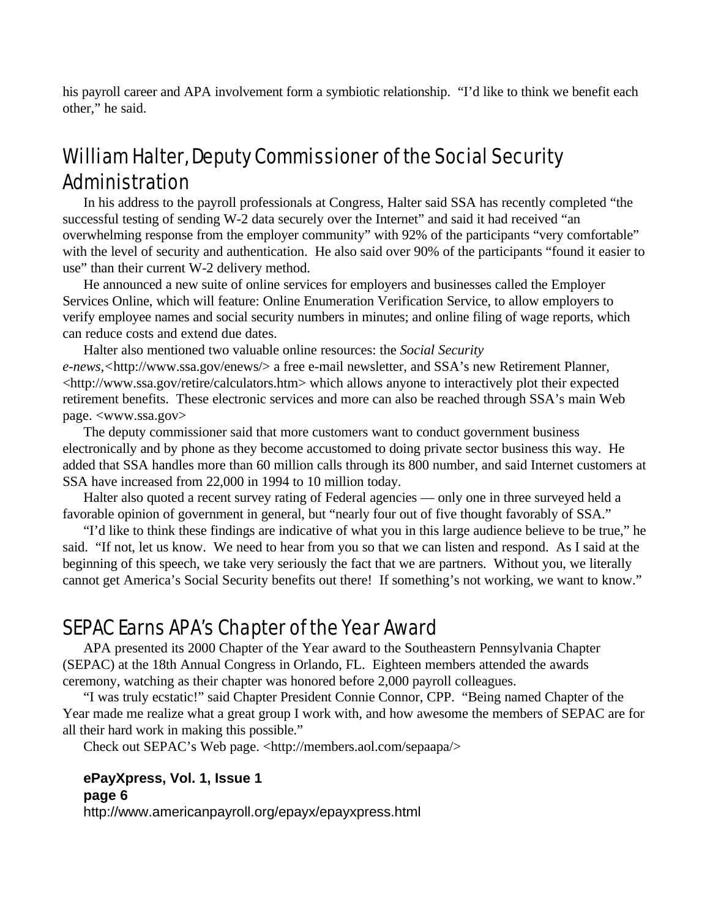his payroll career and APA involvement form a symbiotic relationship. "I'd like to think we benefit each other," he said.

## William Halter, Deputy Commissioner of the Social Security Administration

In his address to the payroll professionals at Congress, Halter said SSA has recently completed "the successful testing of sending W-2 data securely over the Internet" and said it had received "an overwhelming response from the employer community" with 92% of the participants "very comfortable" with the level of security and authentication. He also said over 90% of the participants "found it easier to use" than their current W-2 delivery method.

He announced a new suite of online services for employers and businesses called the Employer Services Online, which will feature: Online Enumeration Verification Service, to allow employers to verify employee names and social security numbers in minutes; and online filing of wage reports, which can reduce costs and extend due dates.

Halter also mentioned two valuable online resources: the *Social Security e-news*,<http://www.ssa.gov/enews/> a free e-mail newsletter, and SSA's new Retirement Planner, <http://www.ssa.gov/retire/calculators.htm> which allows anyone to interactively plot their expected retirement benefits. These electronic services and more can also be reached through SSA's main Web page. <www.ssa.gov>

The deputy commissioner said that more customers want to conduct government business electronically and by phone as they become accustomed to doing private sector business this way. He added that SSA handles more than 60 million calls through its 800 number, and said Internet customers at SSA have increased from 22,000 in 1994 to 10 million today.

Halter also quoted a recent survey rating of Federal agencies — only one in three surveyed held a favorable opinion of government in general, but "nearly four out of five thought favorably of SSA."

"I'd like to think these findings are indicative of what you in this large audience believe to be true," he said. "If not, let us know. We need to hear from you so that we can listen and respond. As I said at the beginning of this speech, we take very seriously the fact that we are partners. Without you, we literally cannot get America's Social Security benefits out there! If something's not working, we want to know."

## SEPAC Earns APA's Chapter of the Year Award

APA presented its 2000 Chapter of the Year award to the Southeastern Pennsylvania Chapter (SEPAC) at the 18th Annual Congress in Orlando, FL. Eighteen members attended the awards ceremony, watching as their chapter was honored before 2,000 payroll colleagues.

"I was truly ecstatic!" said Chapter President Connie Connor, CPP. "Being named Chapter of the Year made me realize what a great group I work with, and how awesome the members of SEPAC are for all their hard work in making this possible."

Check out SEPAC's Web page. <http://members.aol.com/sepaapa/>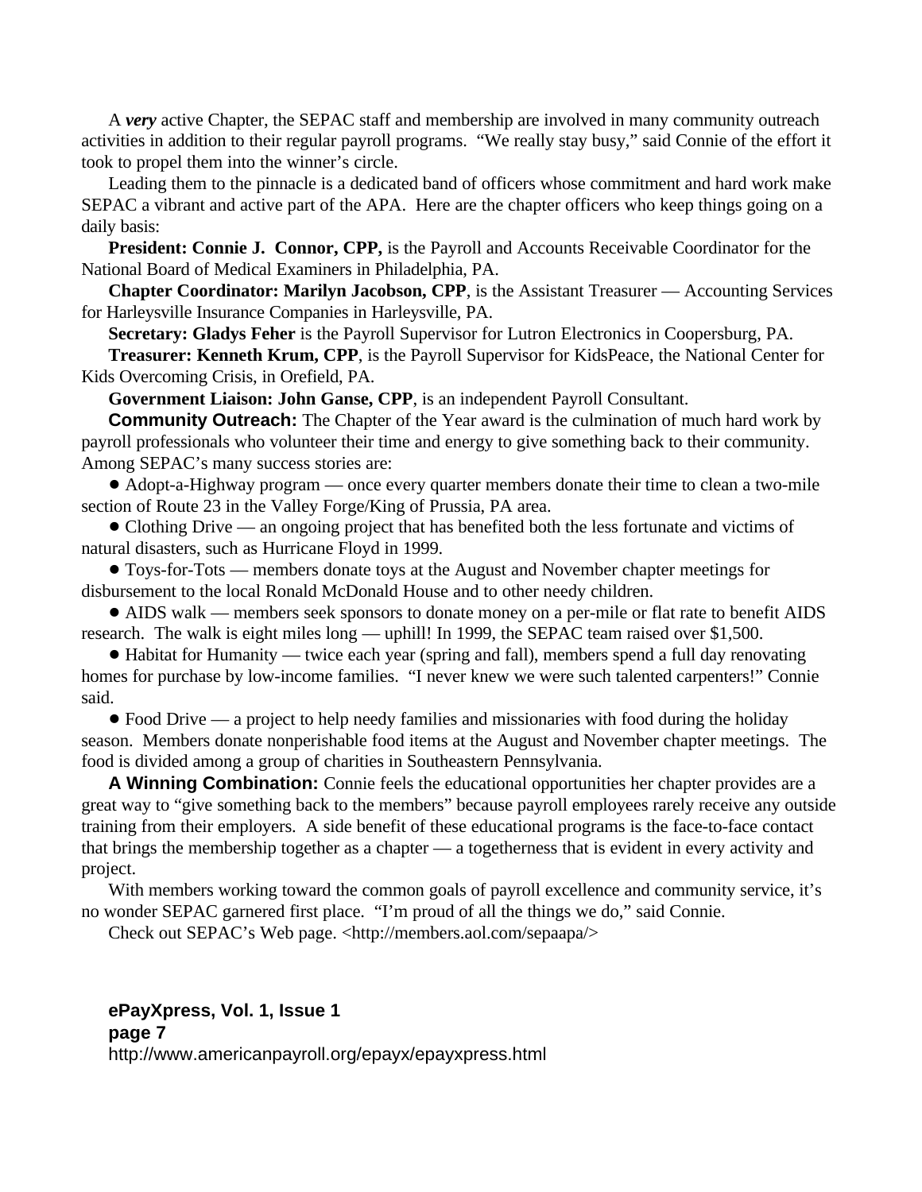A ***very*** active Chapter, the SEPAC staff and membership are involved in many community outreach activities in addition to their regular payroll programs. "We really stay busy," said Connie of the effort it took to propel them into the winner's circle.

Leading them to the pinnacle is a dedicated band of officers whose commitment and hard work make SEPAC a vibrant and active part of the APA. Here are the chapter officers who keep things going on a daily basis:

**President: Connie J. Connor, CPP,** is the Payroll and Accounts Receivable Coordinator for the National Board of Medical Examiners in Philadelphia, PA.

**Chapter Coordinator: Marilyn Jacobson, CPP**, is the Assistant Treasurer — Accounting Services for Harleysville Insurance Companies in Harleysville, PA.

**Secretary: Gladys Feher** is the Payroll Supervisor for Lutron Electronics in Coopersburg, PA.

**Treasurer: Kenneth Krum, CPP**, is the Payroll Supervisor for KidsPeace, the National Center for Kids Overcoming Crisis, in Orefield, PA.

**Government Liaison: John Ganse, CPP**, is an independent Payroll Consultant.

**Community Outreach:** The Chapter of the Year award is the culmination of much hard work by payroll professionals who volunteer their time and energy to give something back to their community. Among SEPAC's many success stories are:

- Adopt-a-Highway program — once every quarter members donate their time to clean a two-mile section of Route 23 in the Valley Forge/King of Prussia, PA area.
- Clothing Drive — an ongoing project that has benefited both the less fortunate and victims of natural disasters, such as Hurricane Floyd in 1999.
- Toys-for-Tots — members donate toys at the August and November chapter meetings for disbursement to the local Ronald McDonald House and to other needy children.
- AIDS walk — members seek sponsors to donate money on a per-mile or flat rate to benefit AIDS research. The walk is eight miles long — uphill! In 1999, the SEPAC team raised over $1,500.
- Habitat for Humanity — twice each year (spring and fall), members spend a full day renovating homes for purchase by low-income families. "I never knew we were such talented carpenters!" Connie said.
- Food Drive — a project to help needy families and missionaries with food during the holiday season. Members donate nonperishable food items at the August and November chapter meetings. The food is divided among a group of charities in Southeastern Pennsylvania.

**A Winning Combination:** Connie feels the educational opportunities her chapter provides are a great way to "give something back to the members" because payroll employees rarely receive any outside training from their employers. A side benefit of these educational programs is the face-to-face contact that brings the membership together as a chapter — a togetherness that is evident in every activity and project.

With members working toward the common goals of payroll excellence and community service, it's no wonder SEPAC garnered first place. "I'm proud of all the things we do," said Connie.

Check out SEPAC's Web page. <http://members.aol.com/sepaapa/>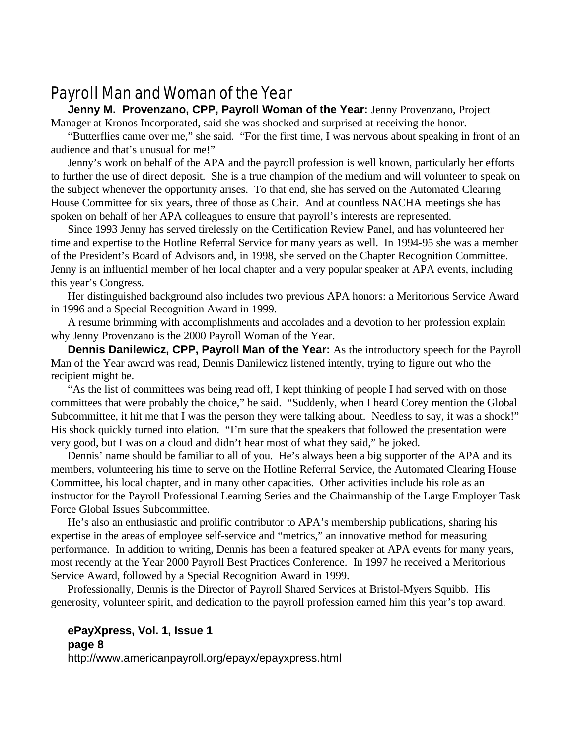# Payroll Man and Woman of the Year

**Jenny M. Provenzano, CPP, Payroll Woman of the Year:** Jenny Provenzano, Project Manager at Kronos Incorporated, said she was shocked and surprised at receiving the honor.

"Butterflies came over me," she said. "For the first time, I was nervous about speaking in front of an audience and that's unusual for me!"

Jenny's work on behalf of the APA and the payroll profession is well known, particularly her efforts to further the use of direct deposit. She is a true champion of the medium and will volunteer to speak on the subject whenever the opportunity arises. To that end, she has served on the Automated Clearing House Committee for six years, three of those as Chair. And at countless NACHA meetings she has spoken on behalf of her APA colleagues to ensure that payroll's interests are represented.

Since 1993 Jenny has served tirelessly on the Certification Review Panel, and has volunteered her time and expertise to the Hotline Referral Service for many years as well. In 1994-95 she was a member of the President's Board of Advisors and, in 1998, she served on the Chapter Recognition Committee. Jenny is an influential member of her local chapter and a very popular speaker at APA events, including this year's Congress.

Her distinguished background also includes two previous APA honors: a Meritorious Service Award in 1996 and a Special Recognition Award in 1999.

A resume brimming with accomplishments and accolades and a devotion to her profession explain why Jenny Provenzano is the 2000 Payroll Woman of the Year.

**Dennis Danilewicz, CPP, Payroll Man of the Year:** As the introductory speech for the Payroll Man of the Year award was read, Dennis Danilewicz listened intently, trying to figure out who the recipient might be.

"As the list of committees was being read off, I kept thinking of people I had served with on those committees that were probably the choice," he said. "Suddenly, when I heard Corey mention the Global Subcommittee, it hit me that I was the person they were talking about. Needless to say, it was a shock!" His shock quickly turned into elation. "I'm sure that the speakers that followed the presentation were very good, but I was on a cloud and didn't hear most of what they said," he joked.

Dennis' name should be familiar to all of you. He's always been a big supporter of the APA and its members, volunteering his time to serve on the Hotline Referral Service, the Automated Clearing House Committee, his local chapter, and in many other capacities. Other activities include his role as an instructor for the Payroll Professional Learning Series and the Chairmanship of the Large Employer Task Force Global Issues Subcommittee.

He's also an enthusiastic and prolific contributor to APA's membership publications, sharing his expertise in the areas of employee self-service and "metrics," an innovative method for measuring performance. In addition to writing, Dennis has been a featured speaker at APA events for many years, most recently at the Year 2000 Payroll Best Practices Conference. In 1997 he received a Meritorious Service Award, followed by a Special Recognition Award in 1999.

Professionally, Dennis is the Director of Payroll Shared Services at Bristol-Myers Squibb. His generosity, volunteer spirit, and dedication to the payroll profession earned him this year's top award.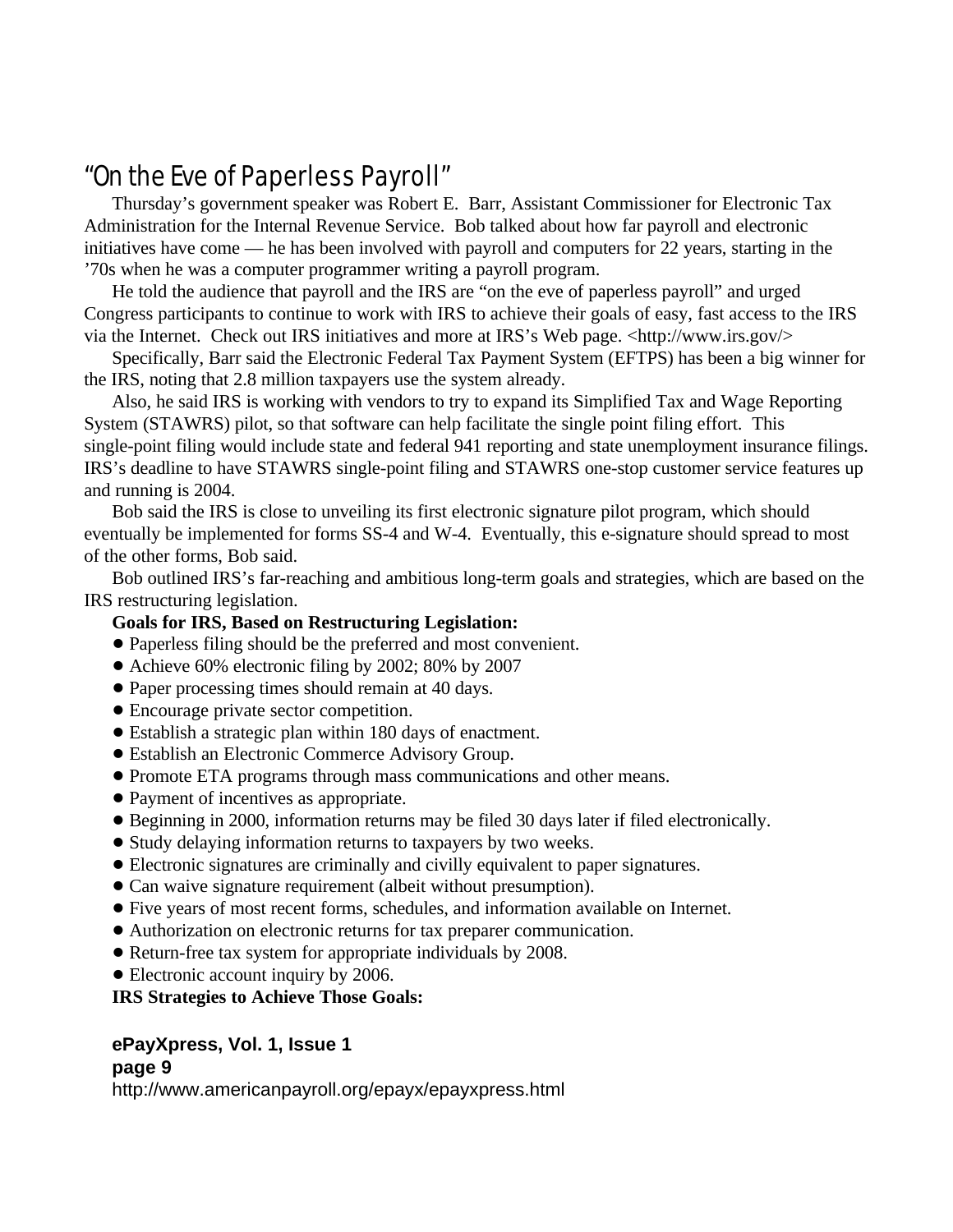## "On the Eve of Paperless Payroll"

Thursday's government speaker was Robert E. Barr, Assistant Commissioner for Electronic Tax Administration for the Internal Revenue Service. Bob talked about how far payroll and electronic initiatives have come — he has been involved with payroll and computers for 22 years, starting in the '70s when he was a computer programmer writing a payroll program.

He told the audience that payroll and the IRS are "on the eve of paperless payroll" and urged Congress participants to continue to work with IRS to achieve their goals of easy, fast access to the IRS via the Internet. Check out IRS initiatives and more at IRS's Web page. <http://www.irs.gov/>

Specifically, Barr said the Electronic Federal Tax Payment System (EFTPS) has been a big winner for the IRS, noting that 2.8 million taxpayers use the system already.

Also, he said IRS is working with vendors to try to expand its Simplified Tax and Wage Reporting System (STAWRS) pilot, so that software can help facilitate the single point filing effort. This single-point filing would include state and federal 941 reporting and state unemployment insurance filings. IRS's deadline to have STAWRS single-point filing and STAWRS one-stop customer service features up and running is 2004.

Bob said the IRS is close to unveiling its first electronic signature pilot program, which should eventually be implemented for forms SS-4 and W-4. Eventually, this e-signature should spread to most of the other forms, Bob said.

Bob outlined IRS's far-reaching and ambitious long-term goals and strategies, which are based on the IRS restructuring legislation.

**Goals for IRS, Based on Restructuring Legislation:**

- Paperless filing should be the preferred and most convenient.
- Achieve 60% electronic filing by 2002; 80% by 2007
- Paper processing times should remain at 40 days.
- Encourage private sector competition.
- Establish a strategic plan within 180 days of enactment.
- Establish an Electronic Commerce Advisory Group.
- Promote ETA programs through mass communications and other means.
- Payment of incentives as appropriate.
- Beginning in 2000, information returns may be filed 30 days later if filed electronically.
- Study delaying information returns to taxpayers by two weeks.
- Electronic signatures are criminally and civilly equivalent to paper signatures.
- Can waive signature requirement (albeit without presumption).
- Five years of most recent forms, schedules, and information available on Internet.
- Authorization on electronic returns for tax preparer communication.
- Return-free tax system for appropriate individuals by 2008.
- Electronic account inquiry by 2006.

**IRS Strategies to Achieve Those Goals:**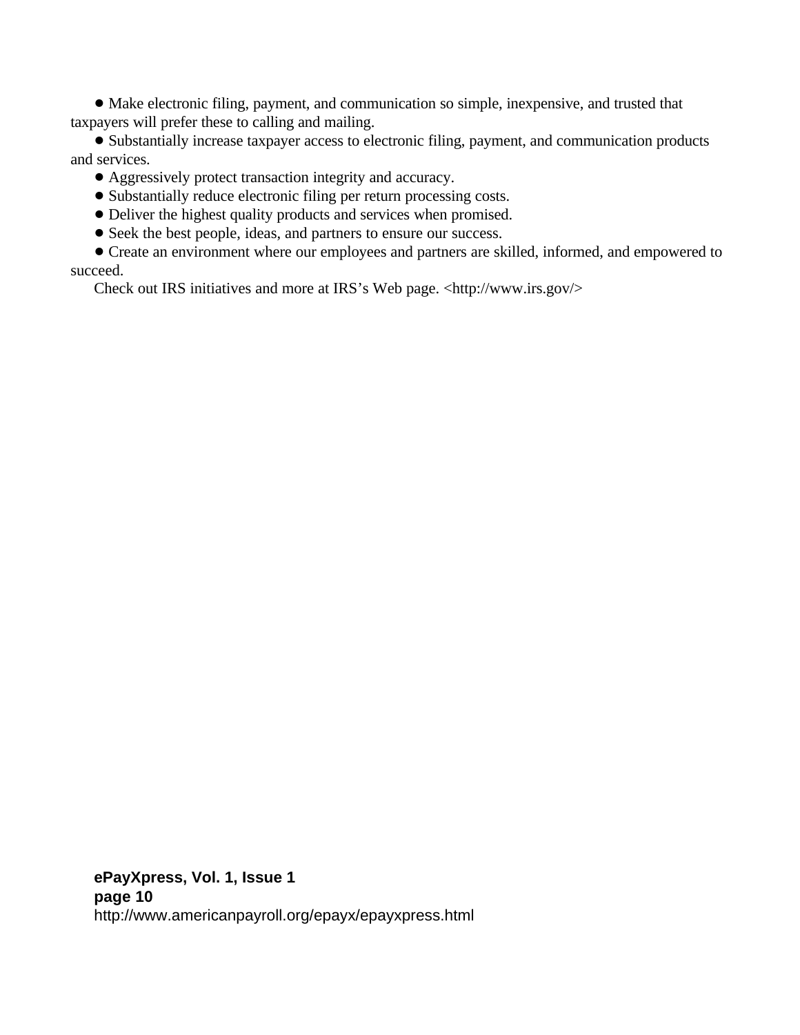- Make electronic filing, payment, and communication so simple, inexpensive, and trusted that taxpayers will prefer these to calling and mailing.
- Substantially increase taxpayer access to electronic filing, payment, and communication products and services.
- Aggressively protect transaction integrity and accuracy.
- Substantially reduce electronic filing per return processing costs.
- Deliver the highest quality products and services when promised.
- Seek the best people, ideas, and partners to ensure our success.
- Create an environment where our employees and partners are skilled, informed, and empowered to succeed.

Check out IRS initiatives and more at IRS's Web page. <http://www.irs.gov/>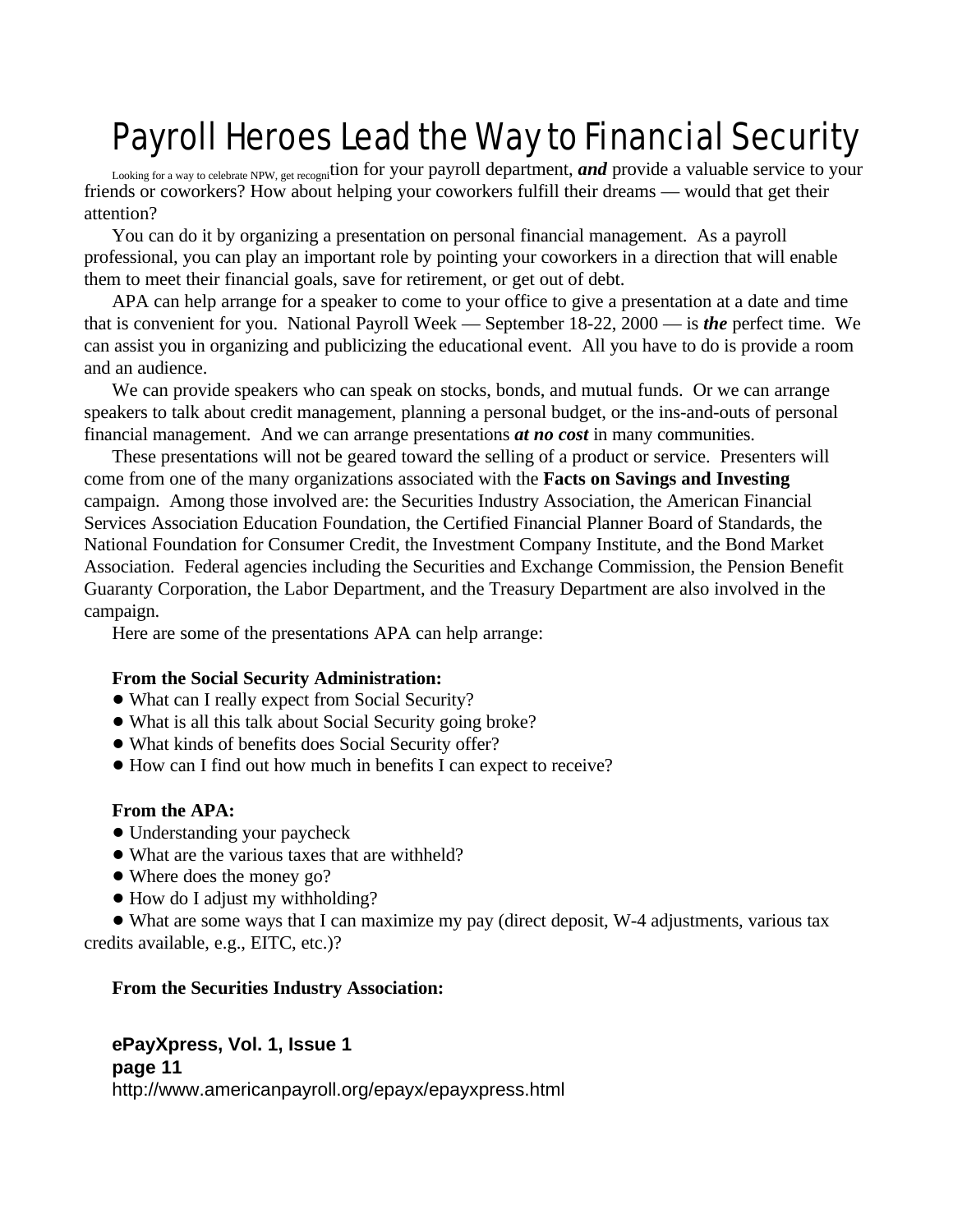# Payroll Heroes Lead the Way to Financial Security

Looking for a way to celebrate NPW, get recognition for your payroll department, ***and*** provide a valuable service to your friends or coworkers? How about helping your coworkers fulfill their dreams — would that get their attention?

You can do it by organizing a presentation on personal financial management. As a payroll professional, you can play an important role by pointing your coworkers in a direction that will enable them to meet their financial goals, save for retirement, or get out of debt.

APA can help arrange for a speaker to come to your office to give a presentation at a date and time that is convenient for you. National Payroll Week — September 18-22, 2000 — is ***the*** perfect time. We can assist you in organizing and publicizing the educational event. All you have to do is provide a room and an audience.

We can provide speakers who can speak on stocks, bonds, and mutual funds. Or we can arrange speakers to talk about credit management, planning a personal budget, or the ins-and-outs of personal financial management. And we can arrange presentations ***at no cost*** in many communities.

These presentations will not be geared toward the selling of a product or service. Presenters will come from one of the many organizations associated with the **Facts on Savings and Investing** campaign. Among those involved are: the Securities Industry Association, the American Financial Services Association Education Foundation, the Certified Financial Planner Board of Standards, the National Foundation for Consumer Credit, the Investment Company Institute, and the Bond Market Association. Federal agencies including the Securities and Exchange Commission, the Pension Benefit Guaranty Corporation, the Labor Department, and the Treasury Department are also involved in the campaign.

Here are some of the presentations APA can help arrange:

**From the Social Security Administration:**

- What can I really expect from Social Security?
- What is all this talk about Social Security going broke?
- What kinds of benefits does Social Security offer?
- How can I find out how much in benefits I can expect to receive?

**From the APA:**

- Understanding your paycheck
- What are the various taxes that are withheld?
- Where does the money go?
- How do I adjust my withholding?
- What are some ways that I can maximize my pay (direct deposit, W-4 adjustments, various tax credits available, e.g., EITC, etc.)?

**From the Securities Industry Association:**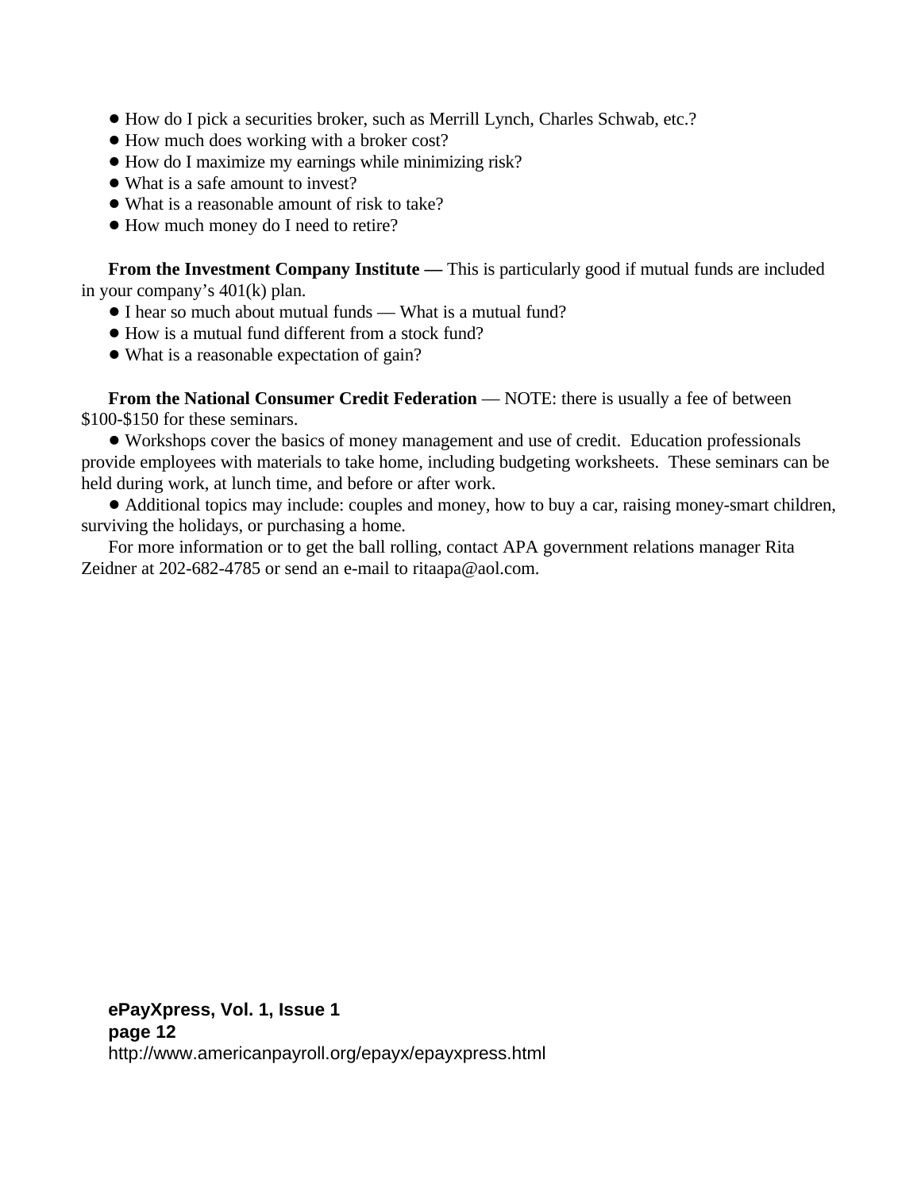- How do I pick a securities broker, such as Merrill Lynch, Charles Schwab, etc.?
- How much does working with a broker cost?
- How do I maximize my earnings while minimizing risk?
- What is a safe amount to invest?
- What is a reasonable amount of risk to take?
- How much money do I need to retire?

**From the Investment Company Institute —** This is particularly good if mutual funds are included in your company's 401(k) plan.

- I hear so much about mutual funds — What is a mutual fund?
- How is a mutual fund different from a stock fund?
- What is a reasonable expectation of gain?

**From the National Consumer Credit Federation** — NOTE: there is usually a fee of between $100-$150 for these seminars.

- Workshops cover the basics of money management and use of credit. Education professionals provide employees with materials to take home, including budgeting worksheets. These seminars can be held during work, at lunch time, and before or after work.
- Additional topics may include: couples and money, how to buy a car, raising money-smart children, surviving the holidays, or purchasing a home.

For more information or to get the ball rolling, contact APA government relations manager Rita Zeidner at 202-682-4785 or send an e-mail to ritaapa@aol.com.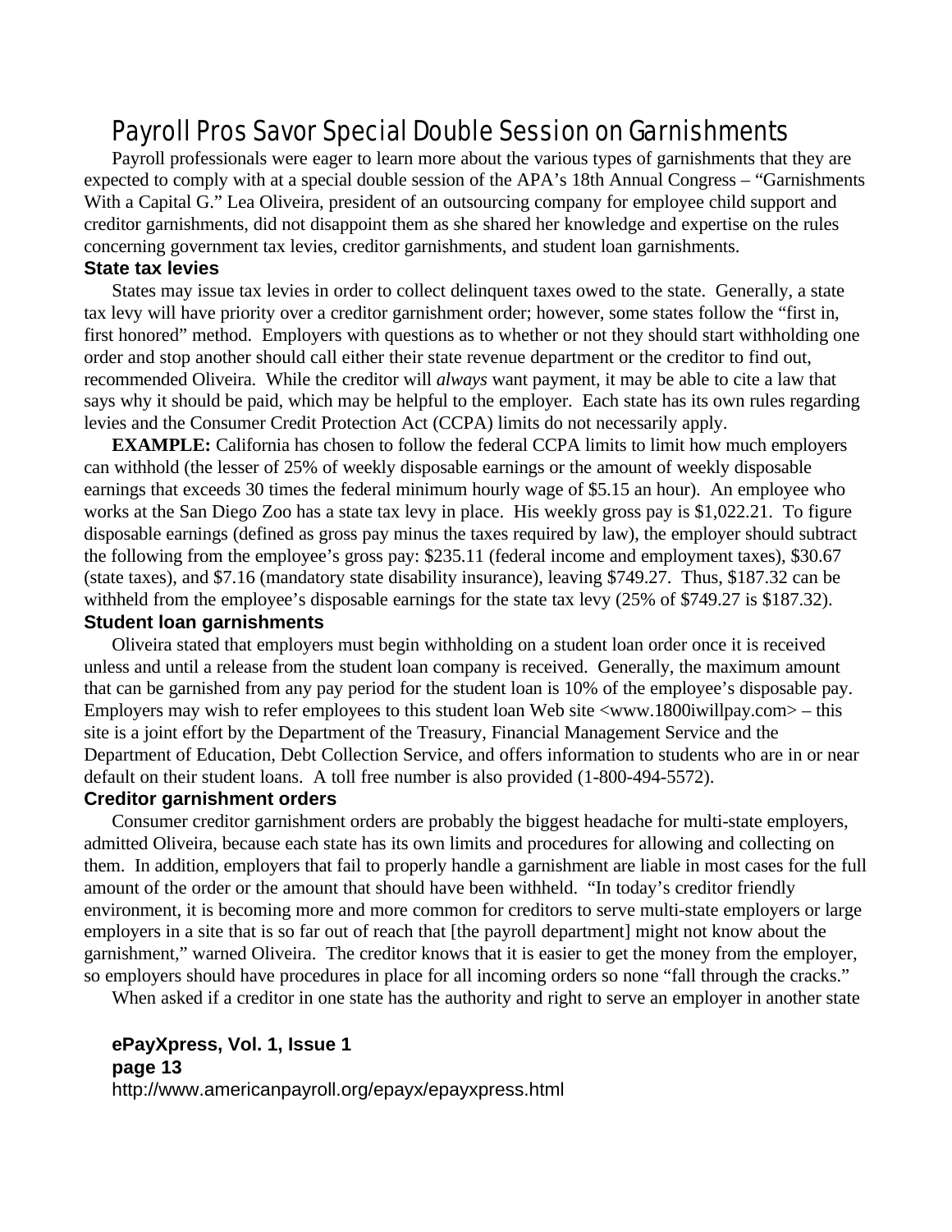# Payroll Pros Savor Special Double Session on Garnishments

Payroll professionals were eager to learn more about the various types of garnishments that they are expected to comply with at a special double session of the APA's 18th Annual Congress – "Garnishments With a Capital G." Lea Oliveira, president of an outsourcing company for employee child support and creditor garnishments, did not disappoint them as she shared her knowledge and expertise on the rules concerning government tax levies, creditor garnishments, and student loan garnishments.

### State tax levies

States may issue tax levies in order to collect delinquent taxes owed to the state. Generally, a state tax levy will have priority over a creditor garnishment order; however, some states follow the "first in, first honored" method. Employers with questions as to whether or not they should start withholding one order and stop another should call either their state revenue department or the creditor to find out, recommended Oliveira. While the creditor will *always* want payment, it may be able to cite a law that says why it should be paid, which may be helpful to the employer. Each state has its own rules regarding levies and the Consumer Credit Protection Act (CCPA) limits do not necessarily apply.

**EXAMPLE:** California has chosen to follow the federal CCPA limits to limit how much employers can withhold (the lesser of 25% of weekly disposable earnings or the amount of weekly disposable earnings that exceeds 30 times the federal minimum hourly wage of $5.15 an hour). An employee who works at the San Diego Zoo has a state tax levy in place. His weekly gross pay is $1,022.21. To figure disposable earnings (defined as gross pay minus the taxes required by law), the employer should subtract the following from the employee's gross pay: $235.11 (federal income and employment taxes), $30.67 (state taxes), and $7.16 (mandatory state disability insurance), leaving $749.27. Thus, $187.32 can be withheld from the employee's disposable earnings for the state tax levy (25% of $749.27 is $187.32).

### Student loan garnishments

Oliveira stated that employers must begin withholding on a student loan order once it is received unless and until a release from the student loan company is received. Generally, the maximum amount that can be garnished from any pay period for the student loan is 10% of the employee's disposable pay. Employers may wish to refer employees to this student loan Web site <www.1800iwillpay.com> – this site is a joint effort by the Department of the Treasury, Financial Management Service and the Department of Education, Debt Collection Service, and offers information to students who are in or near default on their student loans. A toll free number is also provided (1-800-494-5572).

### Creditor garnishment orders

Consumer creditor garnishment orders are probably the biggest headache for multi-state employers, admitted Oliveira, because each state has its own limits and procedures for allowing and collecting on them. In addition, employers that fail to properly handle a garnishment are liable in most cases for the full amount of the order or the amount that should have been withheld. "In today's creditor friendly environment, it is becoming more and more common for creditors to serve multi-state employers or large employers in a site that is so far out of reach that [the payroll department] might not know about the garnishment," warned Oliveira. The creditor knows that it is easier to get the money from the employer, so employers should have procedures in place for all incoming orders so none "fall through the cracks."

When asked if a creditor in one state has the authority and right to serve an employer in another state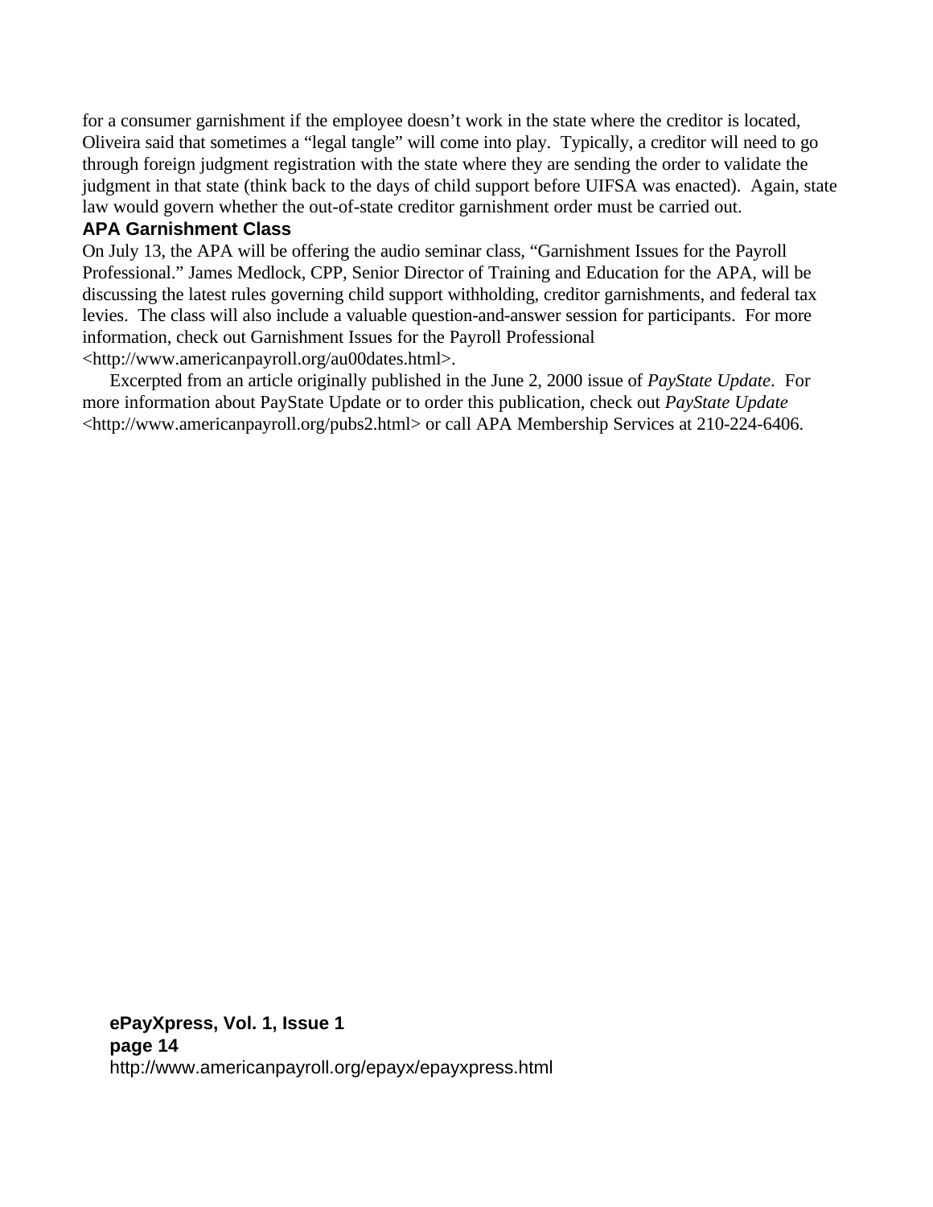for a consumer garnishment if the employee doesn't work in the state where the creditor is located, Oliveira said that sometimes a "legal tangle" will come into play. Typically, a creditor will need to go through foreign judgment registration with the state where they are sending the order to validate the judgment in that state (think back to the days of child support before UIFSA was enacted). Again, state law would govern whether the out-of-state creditor garnishment order must be carried out.

### APA Garnishment Class

On July 13, the APA will be offering the audio seminar class, "Garnishment Issues for the Payroll Professional." James Medlock, CPP, Senior Director of Training and Education for the APA, will be discussing the latest rules governing child support withholding, creditor garnishments, and federal tax levies. The class will also include a valuable question-and-answer session for participants. For more information, check out Garnishment Issues for the Payroll Professional <http://www.americanpayroll.org/au00dates.html>.

Excerpted from an article originally published in the June 2, 2000 issue of *PayState Update*. For more information about PayState Update or to order this publication, check out *PayState Update* <http://www.americanpayroll.org/pubs2.html> or call APA Membership Services at 210-224-6406.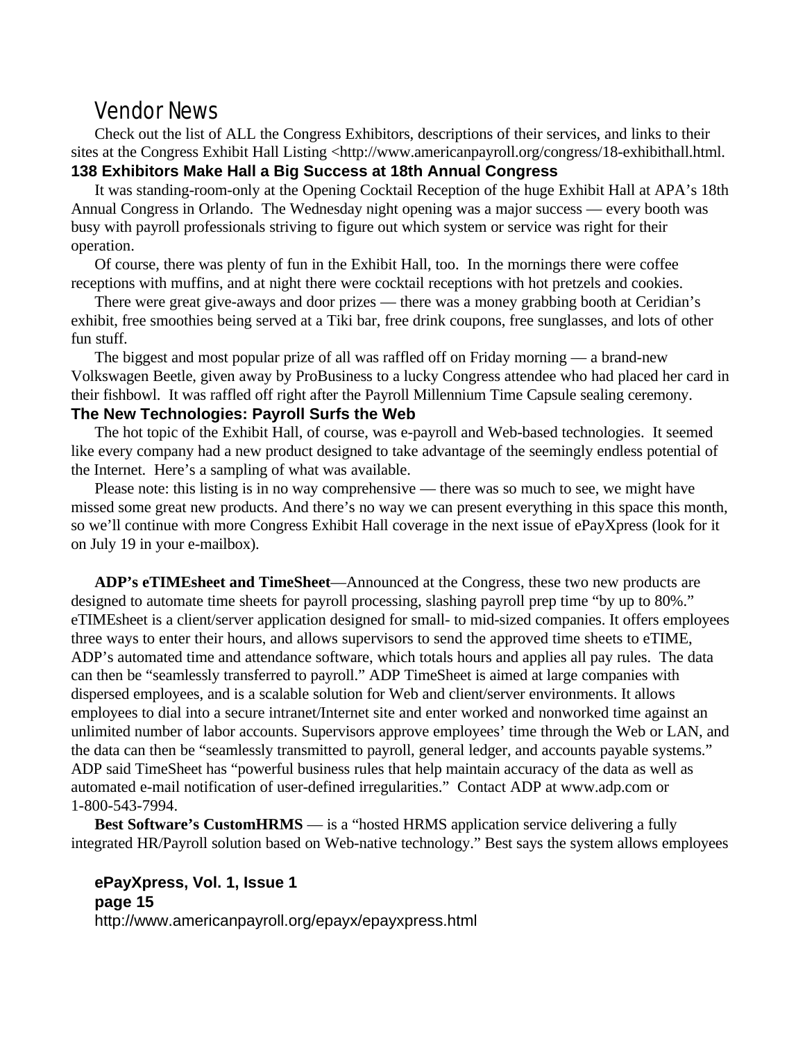# Vendor News

Check out the list of ALL the Congress Exhibitors, descriptions of their services, and links to their sites at the Congress Exhibit Hall Listing <http://www.americanpayroll.org/congress/18-exhibithall.html.

## 138 Exhibitors Make Hall a Big Success at 18th Annual Congress

It was standing-room-only at the Opening Cocktail Reception of the huge Exhibit Hall at APA's 18th Annual Congress in Orlando. The Wednesday night opening was a major success — every booth was busy with payroll professionals striving to figure out which system or service was right for their operation.

Of course, there was plenty of fun in the Exhibit Hall, too. In the mornings there were coffee receptions with muffins, and at night there were cocktail receptions with hot pretzels and cookies.

There were great give-aways and door prizes — there was a money grabbing booth at Ceridian's exhibit, free smoothies being served at a Tiki bar, free drink coupons, free sunglasses, and lots of other fun stuff.

The biggest and most popular prize of all was raffled off on Friday morning — a brand-new Volkswagen Beetle, given away by ProBusiness to a lucky Congress attendee who had placed her card in their fishbowl. It was raffled off right after the Payroll Millennium Time Capsule sealing ceremony.

## The New Technologies: Payroll Surfs the Web

The hot topic of the Exhibit Hall, of course, was e-payroll and Web-based technologies. It seemed like every company had a new product designed to take advantage of the seemingly endless potential of the Internet. Here's a sampling of what was available.

Please note: this listing is in no way comprehensive — there was so much to see, we might have missed some great new products. And there's no way we can present everything in this space this month, so we'll continue with more Congress Exhibit Hall coverage in the next issue of ePayXpress (look for it on July 19 in your e-mailbox).

**ADP's eTIMEsheet and TimeSheet**—Announced at the Congress, these two new products are designed to automate time sheets for payroll processing, slashing payroll prep time "by up to 80%." eTIMEsheet is a client/server application designed for small- to mid-sized companies. It offers employees three ways to enter their hours, and allows supervisors to send the approved time sheets to eTIME, ADP's automated time and attendance software, which totals hours and applies all pay rules. The data can then be "seamlessly transferred to payroll." ADP TimeSheet is aimed at large companies with dispersed employees, and is a scalable solution for Web and client/server environments. It allows employees to dial into a secure intranet/Internet site and enter worked and nonworked time against an unlimited number of labor accounts. Supervisors approve employees' time through the Web or LAN, and the data can then be "seamlessly transmitted to payroll, general ledger, and accounts payable systems." ADP said TimeSheet has "powerful business rules that help maintain accuracy of the data as well as automated e-mail notification of user-defined irregularities." Contact ADP at www.adp.com or 1-800-543-7994.

**Best Software's CustomHRMS** — is a "hosted HRMS application service delivering a fully integrated HR/Payroll solution based on Web-native technology." Best says the system allows employees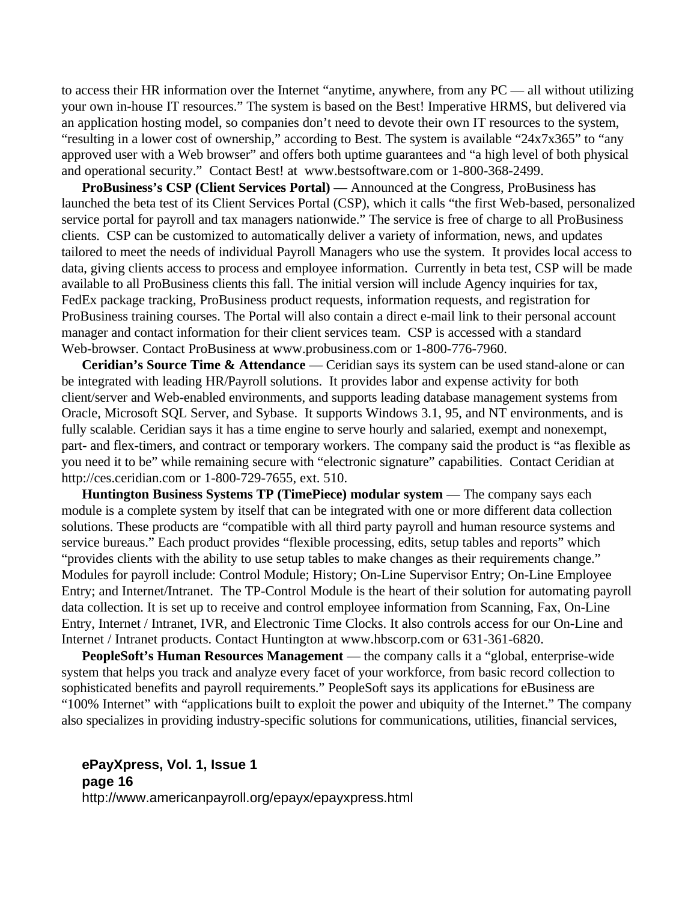to access their HR information over the Internet "anytime, anywhere, from any PC — all without utilizing your own in-house IT resources." The system is based on the Best! Imperative HRMS, but delivered via an application hosting model, so companies don't need to devote their own IT resources to the system, "resulting in a lower cost of ownership," according to Best. The system is available "24x7x365" to "any approved user with a Web browser" and offers both uptime guarantees and "a high level of both physical and operational security." Contact Best! at www.bestsoftware.com or 1-800-368-2499.

**ProBusiness's CSP (Client Services Portal)** — Announced at the Congress, ProBusiness has launched the beta test of its Client Services Portal (CSP), which it calls "the first Web-based, personalized service portal for payroll and tax managers nationwide." The service is free of charge to all ProBusiness clients. CSP can be customized to automatically deliver a variety of information, news, and updates tailored to meet the needs of individual Payroll Managers who use the system. It provides local access to data, giving clients access to process and employee information. Currently in beta test, CSP will be made available to all ProBusiness clients this fall. The initial version will include Agency inquiries for tax, FedEx package tracking, ProBusiness product requests, information requests, and registration for ProBusiness training courses. The Portal will also contain a direct e-mail link to their personal account manager and contact information for their client services team. CSP is accessed with a standard Web-browser. Contact ProBusiness at www.probusiness.com or 1-800-776-7960.

**Ceridian's Source Time & Attendance** — Ceridian says its system can be used stand-alone or can be integrated with leading HR/Payroll solutions. It provides labor and expense activity for both client/server and Web-enabled environments, and supports leading database management systems from Oracle, Microsoft SQL Server, and Sybase. It supports Windows 3.1, 95, and NT environments, and is fully scalable. Ceridian says it has a time engine to serve hourly and salaried, exempt and nonexempt, part- and flex-timers, and contract or temporary workers. The company said the product is "as flexible as you need it to be" while remaining secure with "electronic signature" capabilities. Contact Ceridian at http://ces.ceridian.com or 1-800-729-7655, ext. 510.

**Huntington Business Systems TP (TimePiece) modular system** — The company says each module is a complete system by itself that can be integrated with one or more different data collection solutions. These products are "compatible with all third party payroll and human resource systems and service bureaus." Each product provides "flexible processing, edits, setup tables and reports" which "provides clients with the ability to use setup tables to make changes as their requirements change." Modules for payroll include: Control Module; History; On-Line Supervisor Entry; On-Line Employee Entry; and Internet/Intranet. The TP-Control Module is the heart of their solution for automating payroll data collection. It is set up to receive and control employee information from Scanning, Fax, On-Line Entry, Internet / Intranet, IVR, and Electronic Time Clocks. It also controls access for our On-Line and Internet / Intranet products. Contact Huntington at www.hbscorp.com or 631-361-6820.

**PeopleSoft's Human Resources Management** — the company calls it a "global, enterprise-wide system that helps you track and analyze every facet of your workforce, from basic record collection to sophisticated benefits and payroll requirements." PeopleSoft says its applications for eBusiness are "100% Internet" with "applications built to exploit the power and ubiquity of the Internet." The company also specializes in providing industry-specific solutions for communications, utilities, financial services,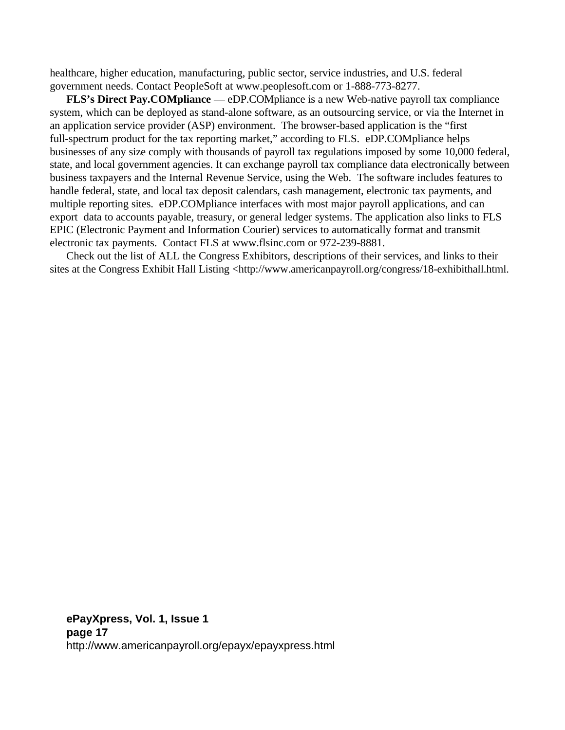healthcare, higher education, manufacturing, public sector, service industries, and U.S. federal government needs. Contact PeopleSoft at www.peoplesoft.com or 1-888-773-8277.

**FLS's Direct Pay.COMpliance** — eDP.COMpliance is a new Web-native payroll tax compliance system, which can be deployed as stand-alone software, as an outsourcing service, or via the Internet in an application service provider (ASP) environment. The browser-based application is the "first full-spectrum product for the tax reporting market," according to FLS. eDP.COMpliance helps businesses of any size comply with thousands of payroll tax regulations imposed by some 10,000 federal, state, and local government agencies. It can exchange payroll tax compliance data electronically between business taxpayers and the Internal Revenue Service, using the Web. The software includes features to handle federal, state, and local tax deposit calendars, cash management, electronic tax payments, and multiple reporting sites. eDP.COMpliance interfaces with most major payroll applications, and can export data to accounts payable, treasury, or general ledger systems. The application also links to FLS EPIC (Electronic Payment and Information Courier) services to automatically format and transmit electronic tax payments. Contact FLS at www.flsinc.com or 972-239-8881.

Check out the list of ALL the Congress Exhibitors, descriptions of their services, and links to their sites at the Congress Exhibit Hall Listing <http://www.americanpayroll.org/congress/18-exhibithall.html.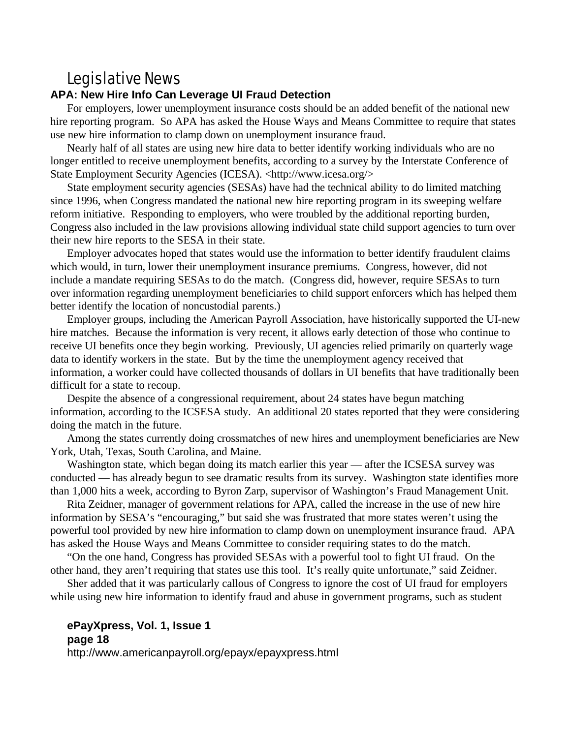# Legislative News

## APA: New Hire Info Can Leverage UI Fraud Detection

For employers, lower unemployment insurance costs should be an added benefit of the national new hire reporting program. So APA has asked the House Ways and Means Committee to require that states use new hire information to clamp down on unemployment insurance fraud.

Nearly half of all states are using new hire data to better identify working individuals who are no longer entitled to receive unemployment benefits, according to a survey by the Interstate Conference of State Employment Security Agencies (ICESA). <http://www.icesa.org/>

State employment security agencies (SESAs) have had the technical ability to do limited matching since 1996, when Congress mandated the national new hire reporting program in its sweeping welfare reform initiative. Responding to employers, who were troubled by the additional reporting burden, Congress also included in the law provisions allowing individual state child support agencies to turn over their new hire reports to the SESA in their state.

Employer advocates hoped that states would use the information to better identify fraudulent claims which would, in turn, lower their unemployment insurance premiums. Congress, however, did not include a mandate requiring SESAs to do the match. (Congress did, however, require SESAs to turn over information regarding unemployment beneficiaries to child support enforcers which has helped them better identify the location of noncustodial parents.)

Employer groups, including the American Payroll Association, have historically supported the UI-new hire matches. Because the information is very recent, it allows early detection of those who continue to receive UI benefits once they begin working. Previously, UI agencies relied primarily on quarterly wage data to identify workers in the state. But by the time the unemployment agency received that information, a worker could have collected thousands of dollars in UI benefits that have traditionally been difficult for a state to recoup.

Despite the absence of a congressional requirement, about 24 states have begun matching information, according to the ICSESA study. An additional 20 states reported that they were considering doing the match in the future.

Among the states currently doing crossmatches of new hires and unemployment beneficiaries are New York, Utah, Texas, South Carolina, and Maine.

Washington state, which began doing its match earlier this year — after the ICSESA survey was conducted — has already begun to see dramatic results from its survey. Washington state identifies more than 1,000 hits a week, according to Byron Zarp, supervisor of Washington's Fraud Management Unit.

Rita Zeidner, manager of government relations for APA, called the increase in the use of new hire information by SESA's "encouraging," but said she was frustrated that more states weren't using the powerful tool provided by new hire information to clamp down on unemployment insurance fraud. APA has asked the House Ways and Means Committee to consider requiring states to do the match.

"On the one hand, Congress has provided SESAs with a powerful tool to fight UI fraud. On the other hand, they aren't requiring that states use this tool. It's really quite unfortunate," said Zeidner.

Sher added that it was particularly callous of Congress to ignore the cost of UI fraud for employers while using new hire information to identify fraud and abuse in government programs, such as student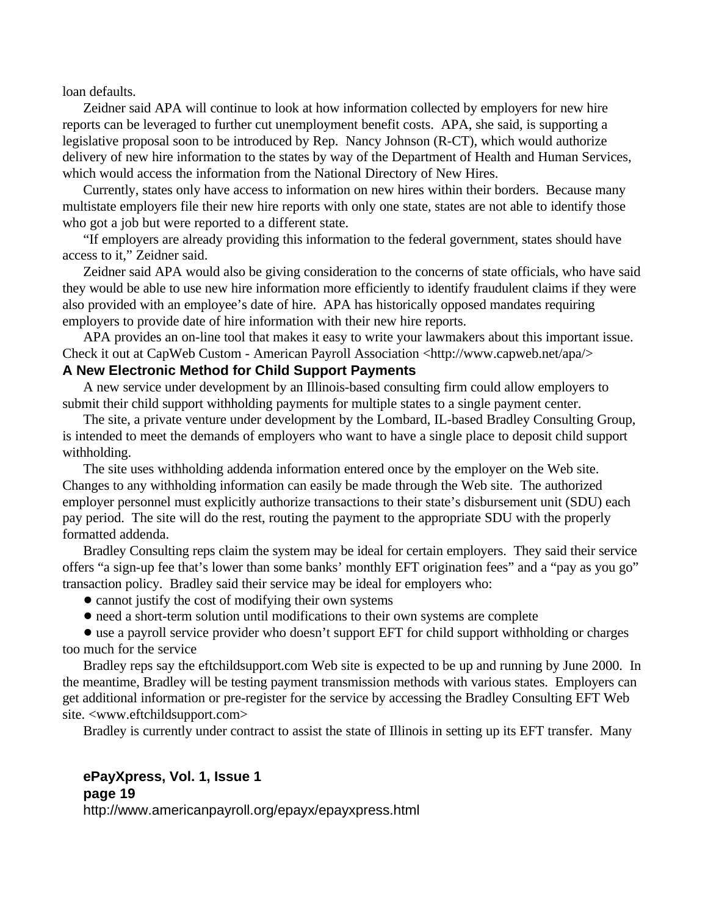loan defaults.

Zeidner said APA will continue to look at how information collected by employers for new hire reports can be leveraged to further cut unemployment benefit costs. APA, she said, is supporting a legislative proposal soon to be introduced by Rep. Nancy Johnson (R-CT), which would authorize delivery of new hire information to the states by way of the Department of Health and Human Services, which would access the information from the National Directory of New Hires.

Currently, states only have access to information on new hires within their borders. Because many multistate employers file their new hire reports with only one state, states are not able to identify those who got a job but were reported to a different state.

"If employers are already providing this information to the federal government, states should have access to it," Zeidner said.

Zeidner said APA would also be giving consideration to the concerns of state officials, who have said they would be able to use new hire information more efficiently to identify fraudulent claims if they were also provided with an employee's date of hire. APA has historically opposed mandates requiring employers to provide date of hire information with their new hire reports.

APA provides an on-line tool that makes it easy to write your lawmakers about this important issue. Check it out at CapWeb Custom - American Payroll Association <http://www.capweb.net/apa/>

### A New Electronic Method for Child Support Payments

A new service under development by an Illinois-based consulting firm could allow employers to submit their child support withholding payments for multiple states to a single payment center.

The site, a private venture under development by the Lombard, IL-based Bradley Consulting Group, is intended to meet the demands of employers who want to have a single place to deposit child support withholding.

The site uses withholding addenda information entered once by the employer on the Web site. Changes to any withholding information can easily be made through the Web site. The authorized employer personnel must explicitly authorize transactions to their state's disbursement unit (SDU) each pay period. The site will do the rest, routing the payment to the appropriate SDU with the properly formatted addenda.

Bradley Consulting reps claim the system may be ideal for certain employers. They said their service offers "a sign-up fee that's lower than some banks' monthly EFT origination fees" and a "pay as you go" transaction policy. Bradley said their service may be ideal for employers who:

- cannot justify the cost of modifying their own systems
- need a short-term solution until modifications to their own systems are complete
- use a payroll service provider who doesn't support EFT for child support withholding or charges too much for the service

Bradley reps say the eftchildsupport.com Web site is expected to be up and running by June 2000. In the meantime, Bradley will be testing payment transmission methods with various states. Employers can get additional information or pre-register for the service by accessing the Bradley Consulting EFT Web site. <www.eftchildsupport.com>

Bradley is currently under contract to assist the state of Illinois in setting up its EFT transfer. Many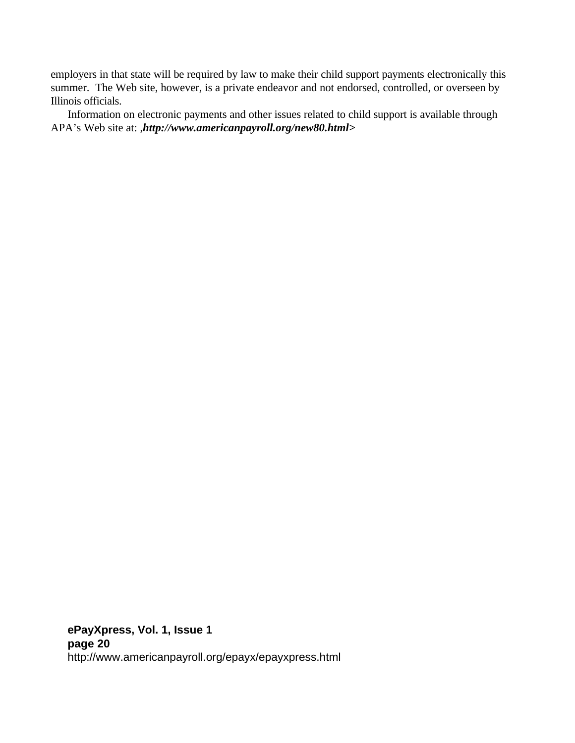employers in that state will be required by law to make their child support payments electronically this summer. The Web site, however, is a private endeavor and not endorsed, controlled, or overseen by Illinois officials.

Information on electronic payments and other issues related to child support is available through APA's Web site at: ,***http://www.americanpayroll.org/new80.html*>**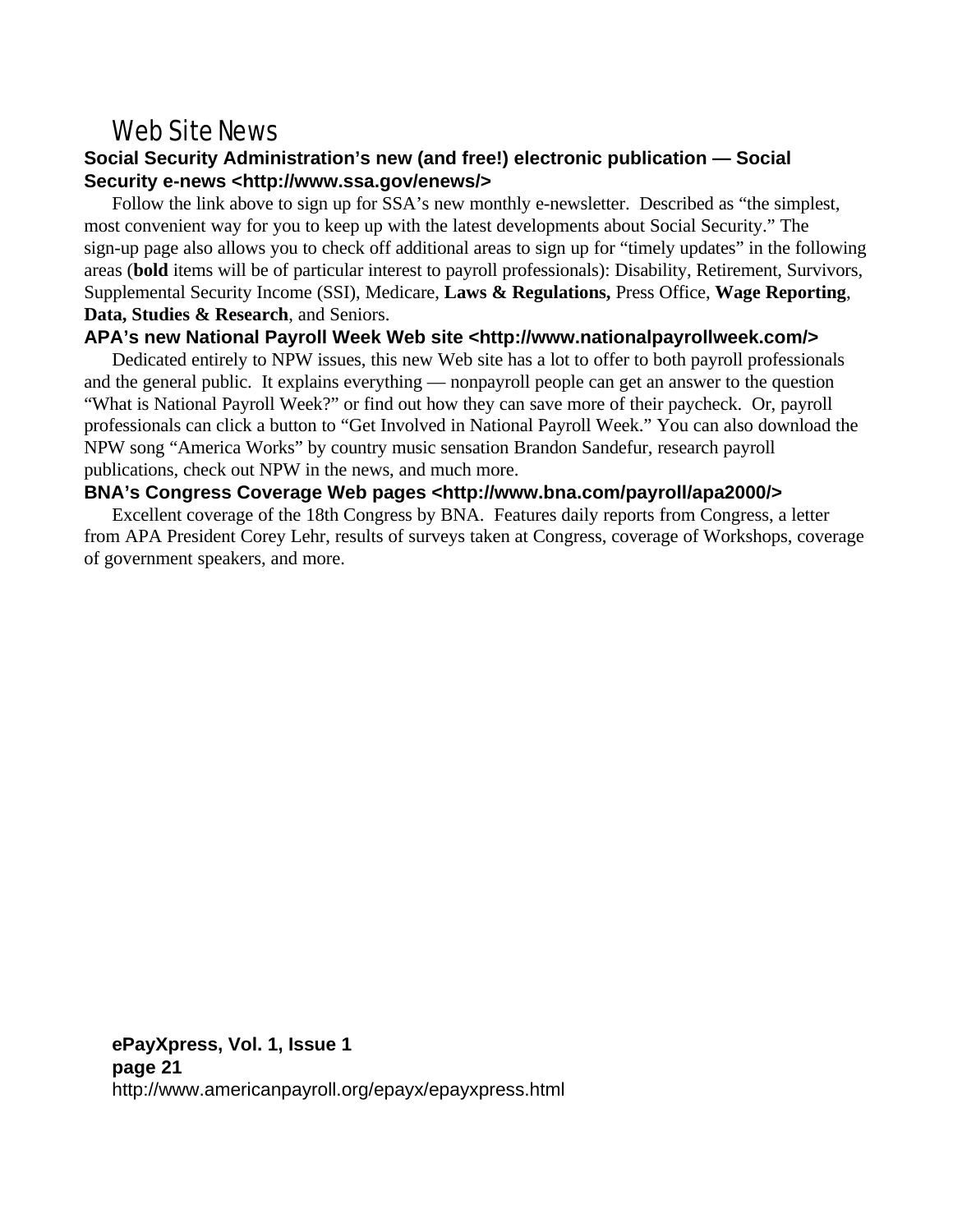## Web Site News

### Social Security Administration's new (and free!) electronic publication — Social Security e-news <http://www.ssa.gov/enews/>

Follow the link above to sign up for SSA's new monthly e-newsletter. Described as "the simplest, most convenient way for you to keep up with the latest developments about Social Security." The sign-up page also allows you to check off additional areas to sign up for "timely updates" in the following areas (**bold** items will be of particular interest to payroll professionals): Disability, Retirement, Survivors, Supplemental Security Income (SSI), Medicare, **Laws & Regulations,** Press Office, **Wage Reporting**, **Data, Studies & Research**, and Seniors.

### APA's new National Payroll Week Web site <http://www.nationalpayrollweek.com/>

Dedicated entirely to NPW issues, this new Web site has a lot to offer to both payroll professionals and the general public. It explains everything — nonpayroll people can get an answer to the question "What is National Payroll Week?" or find out how they can save more of their paycheck. Or, payroll professionals can click a button to "Get Involved in National Payroll Week." You can also download the NPW song "America Works" by country music sensation Brandon Sandefur, research payroll publications, check out NPW in the news, and much more.

### BNA's Congress Coverage Web pages <http://www.bna.com/payroll/apa2000/>

Excellent coverage of the 18th Congress by BNA. Features daily reports from Congress, a letter from APA President Corey Lehr, results of surveys taken at Congress, coverage of Workshops, coverage of government speakers, and more.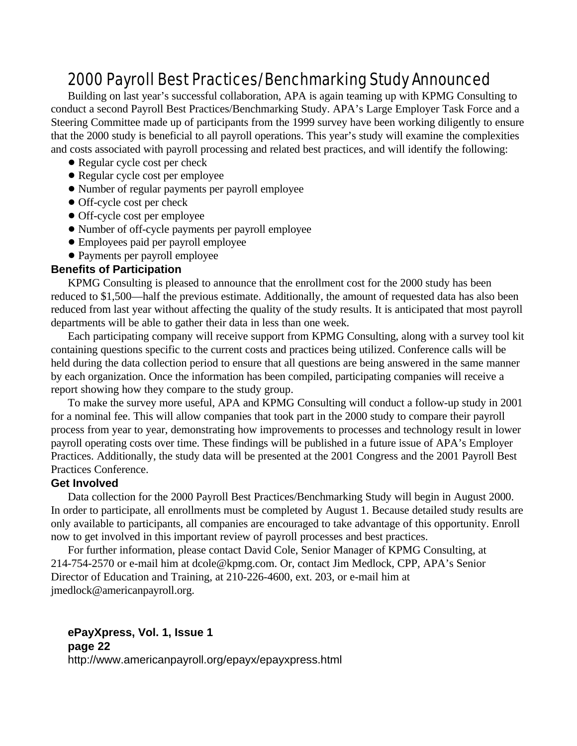# 2000 Payroll Best Practices/Benchmarking Study Announced

Building on last year's successful collaboration, APA is again teaming up with KPMG Consulting to conduct a second Payroll Best Practices/Benchmarking Study. APA's Large Employer Task Force and a Steering Committee made up of participants from the 1999 survey have been working diligently to ensure that the 2000 study is beneficial to all payroll operations. This year's study will examine the complexities and costs associated with payroll processing and related best practices, and will identify the following:

- Regular cycle cost per check
- Regular cycle cost per employee
- Number of regular payments per payroll employee
- Off-cycle cost per check
- Off-cycle cost per employee
- Number of off-cycle payments per payroll employee
- Employees paid per payroll employee
- Payments per payroll employee

## Benefits of Participation

KPMG Consulting is pleased to announce that the enrollment cost for the 2000 study has been reduced to $1,500—half the previous estimate. Additionally, the amount of requested data has also been reduced from last year without affecting the quality of the study results. It is anticipated that most payroll departments will be able to gather their data in less than one week.

Each participating company will receive support from KPMG Consulting, along with a survey tool kit containing questions specific to the current costs and practices being utilized. Conference calls will be held during the data collection period to ensure that all questions are being answered in the same manner by each organization. Once the information has been compiled, participating companies will receive a report showing how they compare to the study group.

To make the survey more useful, APA and KPMG Consulting will conduct a follow-up study in 2001 for a nominal fee. This will allow companies that took part in the 2000 study to compare their payroll process from year to year, demonstrating how improvements to processes and technology result in lower payroll operating costs over time. These findings will be published in a future issue of APA's Employer Practices. Additionally, the study data will be presented at the 2001 Congress and the 2001 Payroll Best Practices Conference.

## Get Involved

Data collection for the 2000 Payroll Best Practices/Benchmarking Study will begin in August 2000. In order to participate, all enrollments must be completed by August 1. Because detailed study results are only available to participants, all companies are encouraged to take advantage of this opportunity. Enroll now to get involved in this important review of payroll processes and best practices.

For further information, please contact David Cole, Senior Manager of KPMG Consulting, at 214-754-2570 or e-mail him at dcole@kpmg.com. Or, contact Jim Medlock, CPP, APA's Senior Director of Education and Training, at 210-226-4600, ext. 203, or e-mail him at jmedlock@americanpayroll.org.